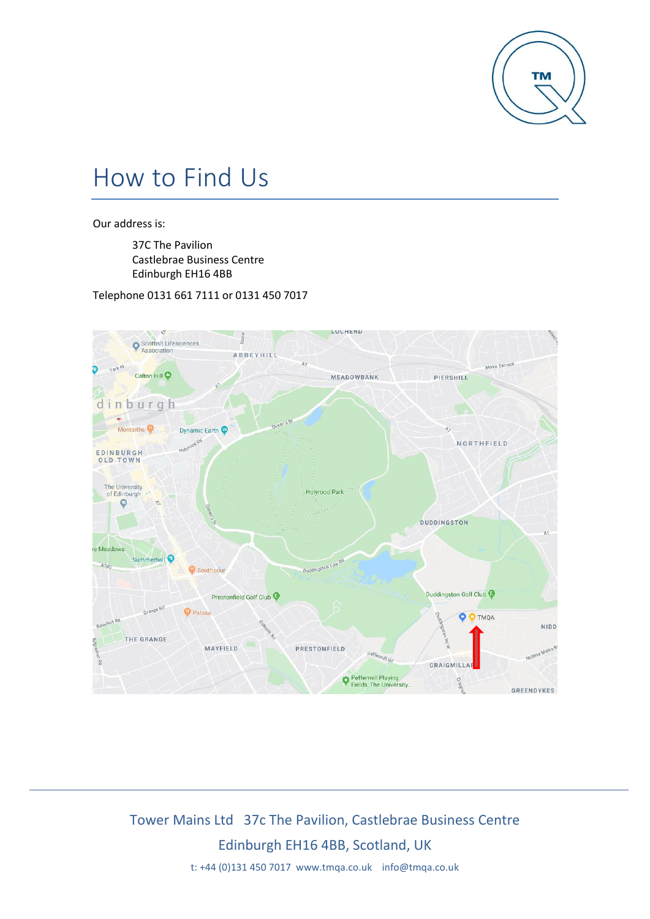# How to Find Us

Our address is:

37C The Pavilion
Castlebrae Business Centre
Edinburgh EH16 4BB

Telephone 0131 661 7111 or 0131 450 7017

Tower Mains Ltd 37c The Pavilion, Castlebrae Business Centre
Edinburgh EH16 4BB, Scotland, UK
t: +44 (0)131 450 7017 www.tmqa.co.uk info@tmqa.co.uk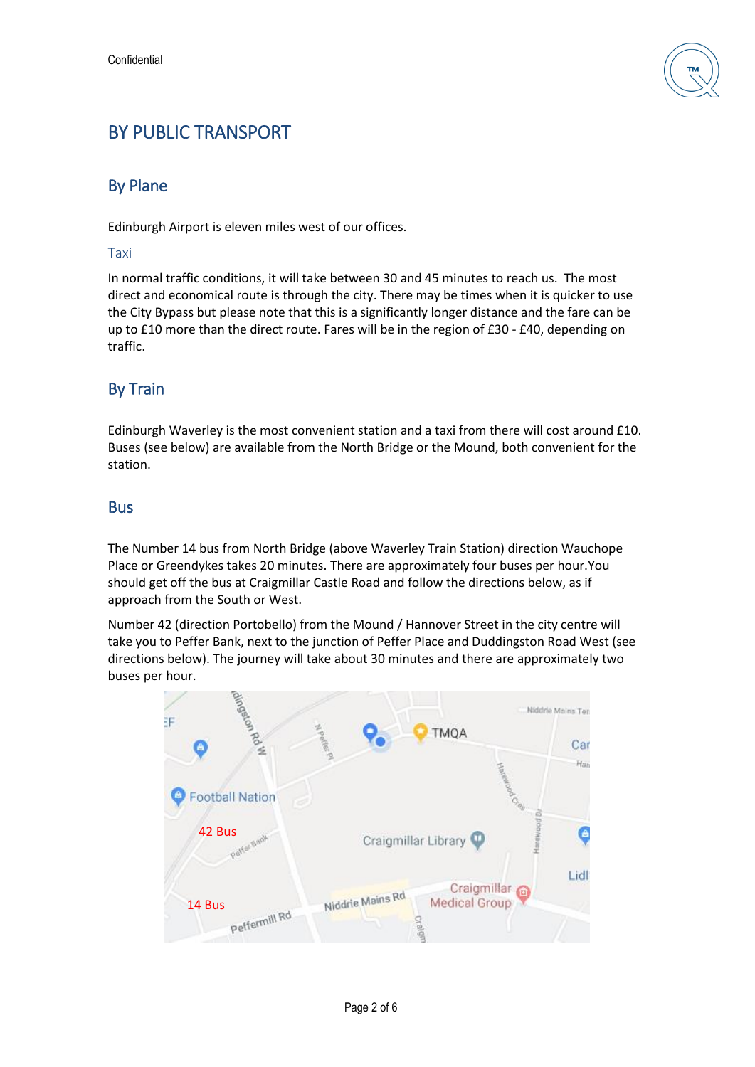# BY PUBLIC TRANSPORT

## By Plane

Edinburgh Airport is eleven miles west of our offices.

### Taxi

In normal traffic conditions, it will take between 30 and 45 minutes to reach us. The most direct and economical route is through the city. There may be times when it is quicker to use the City Bypass but please note that this is a significantly longer distance and the fare can be up to £10 more than the direct route. Fares will be in the region of £30 - £40, depending on traffic.

## By Train

Edinburgh Waverley is the most convenient station and a taxi from there will cost around £10. Buses (see below) are available from the North Bridge or the Mound, both convenient for the station.

## Bus

The Number 14 bus from North Bridge (above Waverley Train Station) direction Wauchope Place or Greendykes takes 20 minutes. There are approximately four buses per hour.You should get off the bus at Craigmillar Castle Road and follow the directions below, as if approach from the South or West.

Number 42 (direction Portobello) from the Mound / Hannover Street in the city centre will take you to Peffer Bank, next to the junction of Peffer Place and Duddingston Road West (see directions below). The journey will take about 30 minutes and there are approximately two buses per hour.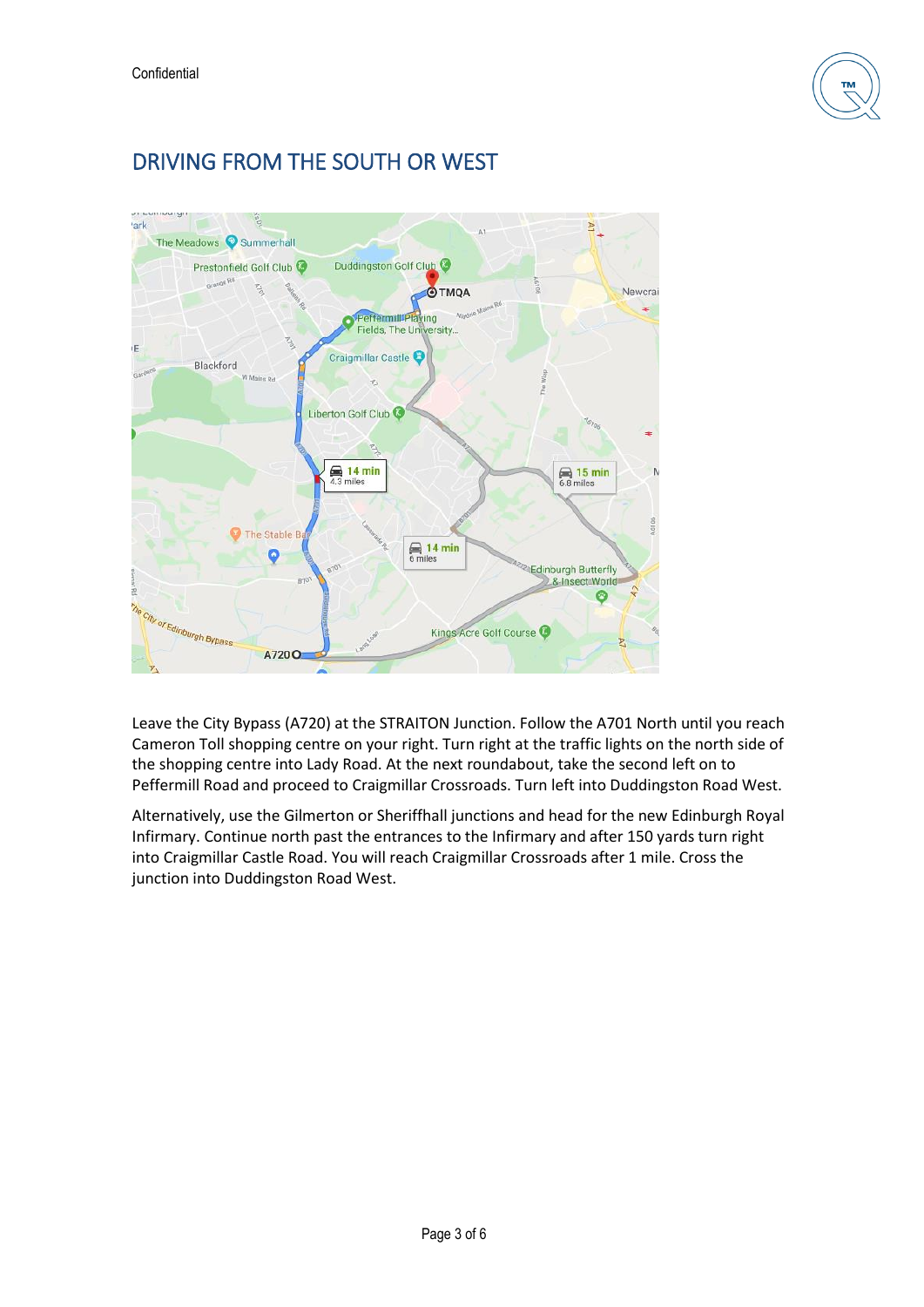# DRIVING FROM THE SOUTH OR WEST

Leave the City Bypass (A720) at the STRAITON Junction. Follow the A701 North until you reach Cameron Toll shopping centre on your right. Turn right at the traffic lights on the north side of the shopping centre into Lady Road. At the next roundabout, take the second left on to Peffermill Road and proceed to Craigmillar Crossroads. Turn left into Duddingston Road West.

Alternatively, use the Gilmerton or Sheriffhall junctions and head for the new Edinburgh Royal Infirmary. Continue north past the entrances to the Infirmary and after 150 yards turn right into Craigmillar Castle Road. You will reach Craigmillar Crossroads after 1 mile. Cross the junction into Duddingston Road West.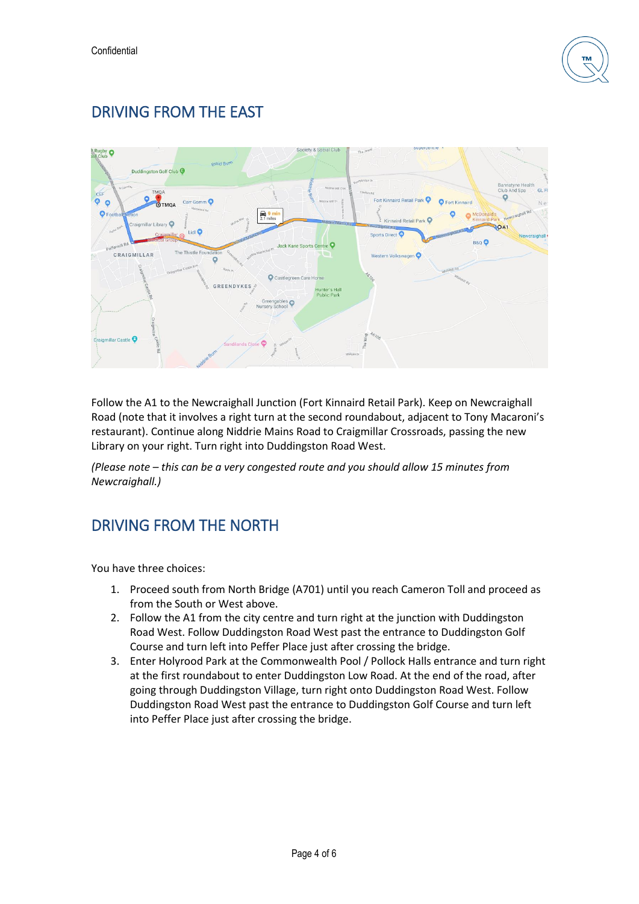## DRIVING FROM THE EAST

Follow the A1 to the Newcraighall Junction (Fort Kinnaird Retail Park). Keep on Newcraighall Road (note that it involves a right turn at the second roundabout, adjacent to Tony Macaroni's restaurant). Continue along Niddrie Mains Road to Craigmillar Crossroads, passing the new Library on your right. Turn right into Duddingston Road West.

*(Please note – this can be a very congested route and you should allow 15 minutes from Newcraighall.)*

## DRIVING FROM THE NORTH

You have three choices:

1. Proceed south from North Bridge (A701) until you reach Cameron Toll and proceed as from the South or West above.
2. Follow the A1 from the city centre and turn right at the junction with Duddingston Road West. Follow Duddingston Road West past the entrance to Duddingston Golf Course and turn left into Peffer Place just after crossing the bridge.
3. Enter Holyrood Park at the Commonwealth Pool / Pollock Halls entrance and turn right at the first roundabout to enter Duddingston Low Road. At the end of the road, after going through Duddingston Village, turn right onto Duddingston Road West. Follow Duddingston Road West past the entrance to Duddingston Golf Course and turn left into Peffer Place just after crossing the bridge.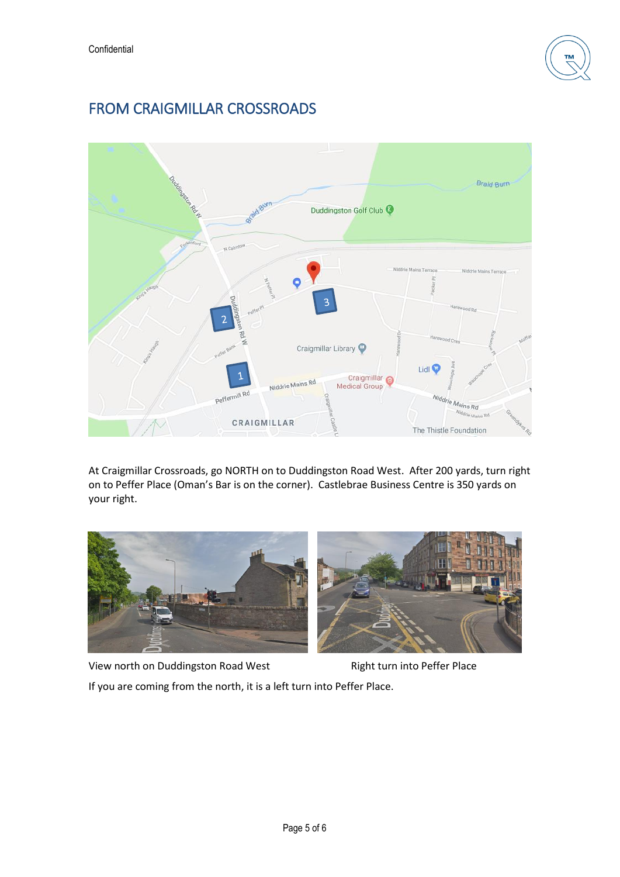# FROM CRAIGMILLAR CROSSROADS

At Craigmillar Crossroads, go NORTH on to Duddingston Road West. After 200 yards, turn right on to Peffer Place (Oman's Bar is on the corner). Castlebrae Business Centre is 350 yards on your right.

View north on Duddingston Road West

Right turn into Peffer Place

If you are coming from the north, it is a left turn into Peffer Place.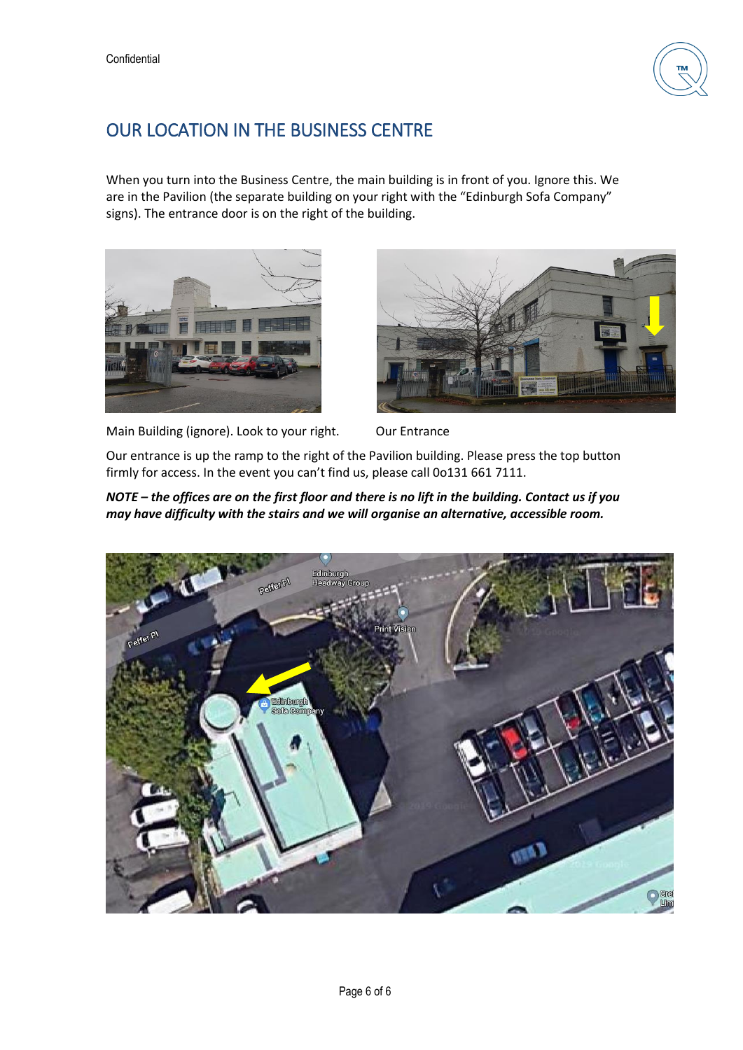## OUR LOCATION IN THE BUSINESS CENTRE

When you turn into the Business Centre, the main building is in front of you. Ignore this. We are in the Pavilion (the separate building on your right with the "Edinburgh Sofa Company" signs). The entrance door is on the right of the building.

Main Building (ignore). Look to your right.

Our Entrance

Our entrance is up the ramp to the right of the Pavilion building. Please press the top button firmly for access. In the event you can't find us, please call 0o131 661 7111.

***NOTE – the offices are on the first floor and there is no lift in the building. Contact us if you may have difficulty with the stairs and we will organise an alternative, accessible room.***